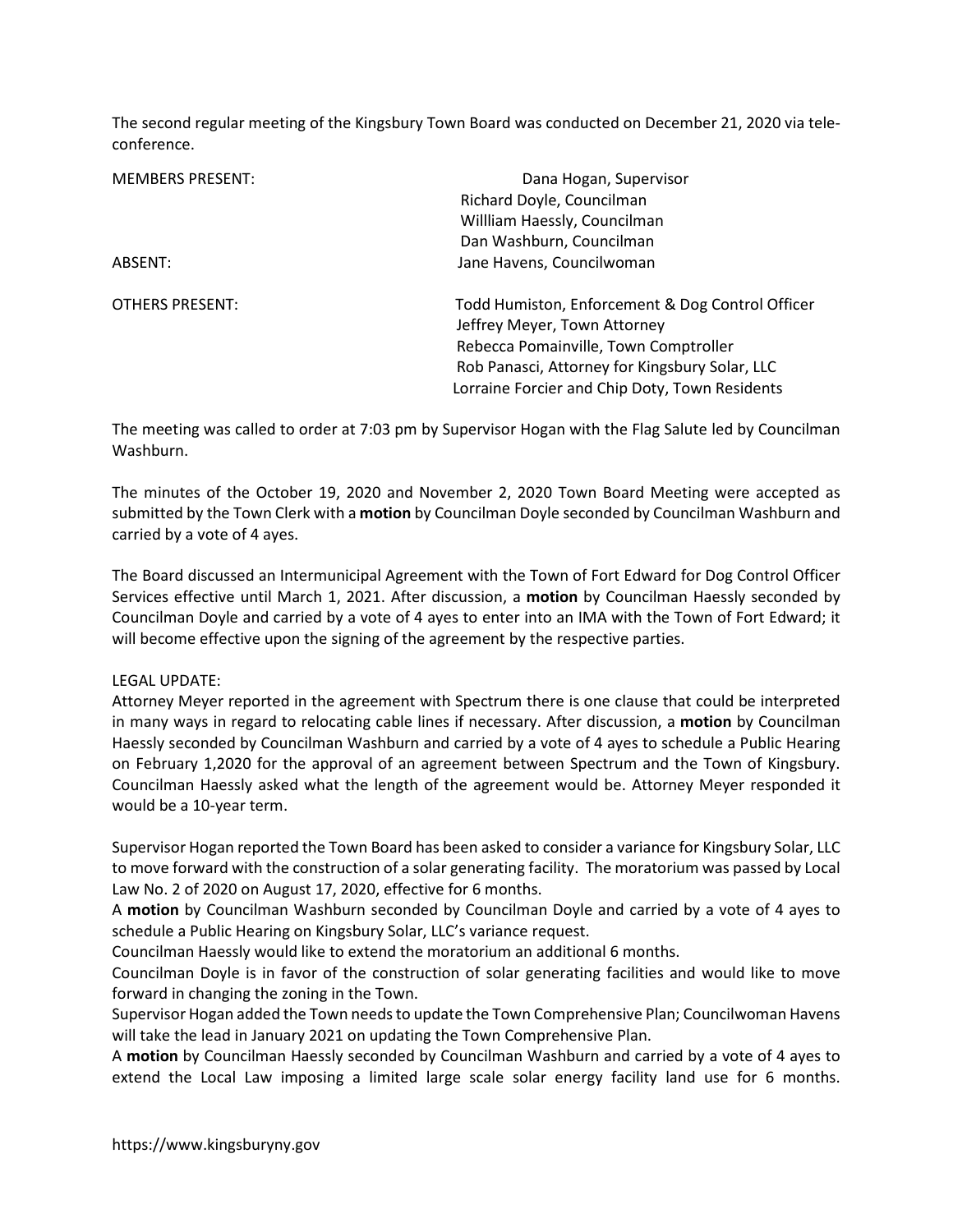The second regular meeting of the Kingsbury Town Board was conducted on December 21, 2020 via tele-conference.

| | |
|---|---|
| MEMBERS PRESENT: | Dana Hogan, Supervisor |
| | Richard Doyle, Councilman |
| | Willliam Haessly, Councilman |
| | Dan Washburn, Councilman |
| ABSENT: | Jane Havens, Councilwoman |
| OTHERS PRESENT: | Todd Humiston, Enforcement & Dog Control Officer |
| | Jeffrey Meyer, Town Attorney |
| | Rebecca Pomainville, Town Comptroller |
| | Rob Panasci, Attorney for Kingsbury Solar, LLC |
| | Lorraine Forcier and Chip Doty, Town Residents |

The meeting was called to order at 7:03 pm by Supervisor Hogan with the Flag Salute led by Councilman Washburn.

The minutes of the October 19, 2020 and November 2, 2020 Town Board Meeting were accepted as submitted by the Town Clerk with a **motion** by Councilman Doyle seconded by Councilman Washburn and carried by a vote of 4 ayes.

The Board discussed an Intermunicipal Agreement with the Town of Fort Edward for Dog Control Officer Services effective until March 1, 2021. After discussion, a **motion** by Councilman Haessly seconded by Councilman Doyle and carried by a vote of 4 ayes to enter into an IMA with the Town of Fort Edward; it will become effective upon the signing of the agreement by the respective parties.

LEGAL UPDATE:

Attorney Meyer reported in the agreement with Spectrum there is one clause that could be interpreted in many ways in regard to relocating cable lines if necessary. After discussion, a **motion** by Councilman Haessly seconded by Councilman Washburn and carried by a vote of 4 ayes to schedule a Public Hearing on February 1,2020 for the approval of an agreement between Spectrum and the Town of Kingsbury. Councilman Haessly asked what the length of the agreement would be. Attorney Meyer responded it would be a 10-year term.

Supervisor Hogan reported the Town Board has been asked to consider a variance for Kingsbury Solar, LLC to move forward with the construction of a solar generating facility. The moratorium was passed by Local Law No. 2 of 2020 on August 17, 2020, effective for 6 months.

A **motion** by Councilman Washburn seconded by Councilman Doyle and carried by a vote of 4 ayes to schedule a Public Hearing on Kingsbury Solar, LLC's variance request.

Councilman Haessly would like to extend the moratorium an additional 6 months.

Councilman Doyle is in favor of the construction of solar generating facilities and would like to move forward in changing the zoning in the Town.

Supervisor Hogan added the Town needs to update the Town Comprehensive Plan; Councilwoman Havens will take the lead in January 2021 on updating the Town Comprehensive Plan.

A **motion** by Councilman Haessly seconded by Councilman Washburn and carried by a vote of 4 ayes to extend the Local Law imposing a limited large scale solar energy facility land use for 6 months.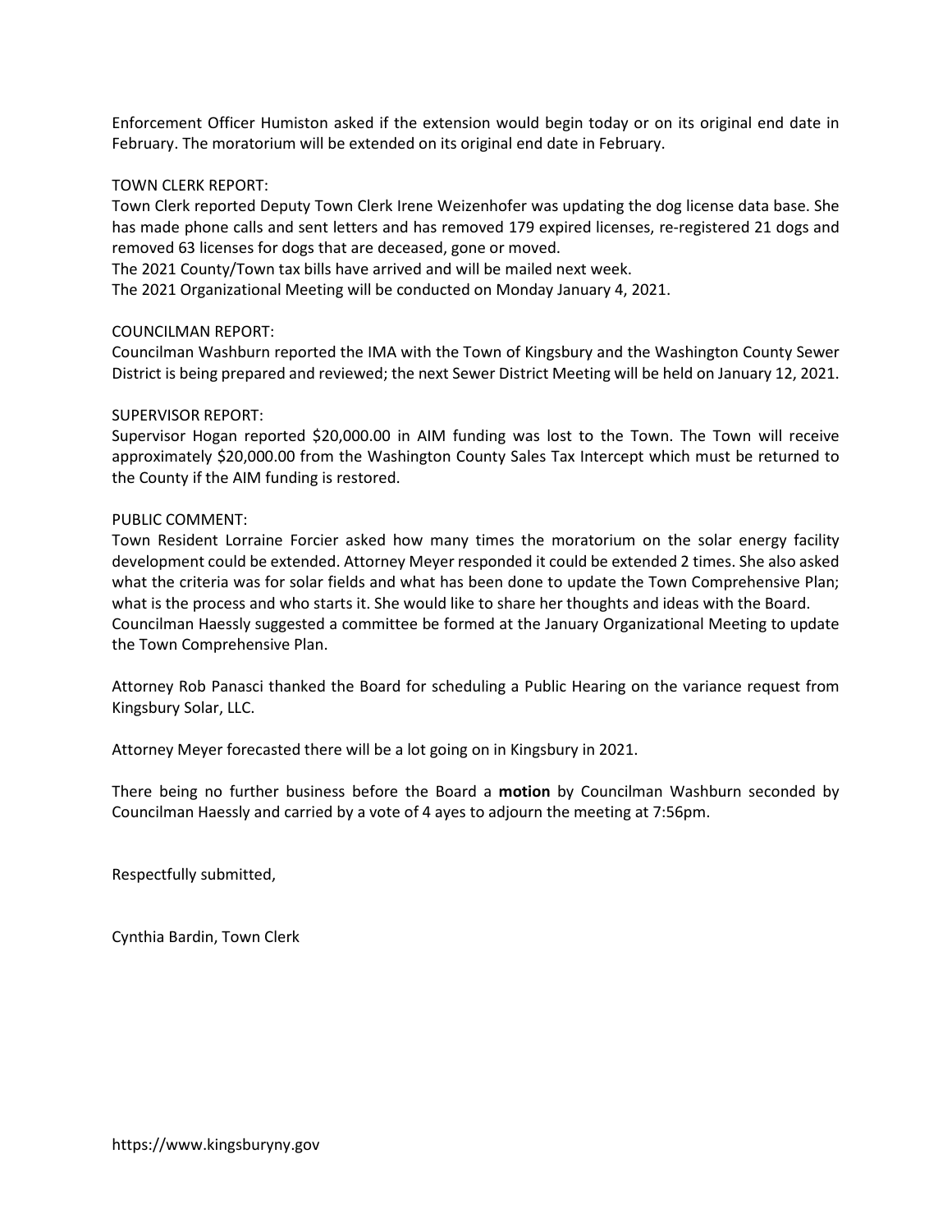Enforcement Officer Humiston asked if the extension would begin today or on its original end date in February. The moratorium will be extended on its original end date in February.

TOWN CLERK REPORT:
Town Clerk reported Deputy Town Clerk Irene Weizenhofer was updating the dog license data base. She has made phone calls and sent letters and has removed 179 expired licenses, re-registered 21 dogs and removed 63 licenses for dogs that are deceased, gone or moved.
The 2021 County/Town tax bills have arrived and will be mailed next week.
The 2021 Organizational Meeting will be conducted on Monday January 4, 2021.

COUNCILMAN REPORT:
Councilman Washburn reported the IMA with the Town of Kingsbury and the Washington County Sewer District is being prepared and reviewed; the next Sewer District Meeting will be held on January 12, 2021.

SUPERVISOR REPORT:
Supervisor Hogan reported $20,000.00 in AIM funding was lost to the Town. The Town will receive approximately $20,000.00 from the Washington County Sales Tax Intercept which must be returned to the County if the AIM funding is restored.

PUBLIC COMMENT:
Town Resident Lorraine Forcier asked how many times the moratorium on the solar energy facility development could be extended. Attorney Meyer responded it could be extended 2 times. She also asked what the criteria was for solar fields and what has been done to update the Town Comprehensive Plan; what is the process and who starts it. She would like to share her thoughts and ideas with the Board.
Councilman Haessly suggested a committee be formed at the January Organizational Meeting to update the Town Comprehensive Plan.

Attorney Rob Panasci thanked the Board for scheduling a Public Hearing on the variance request from Kingsbury Solar, LLC.

Attorney Meyer forecasted there will be a lot going on in Kingsbury in 2021.

There being no further business before the Board a **motion** by Councilman Washburn seconded by Councilman Haessly and carried by a vote of 4 ayes to adjourn the meeting at 7:56pm.

Respectfully submitted,

Cynthia Bardin, Town Clerk

https://www.kingsburyny.gov